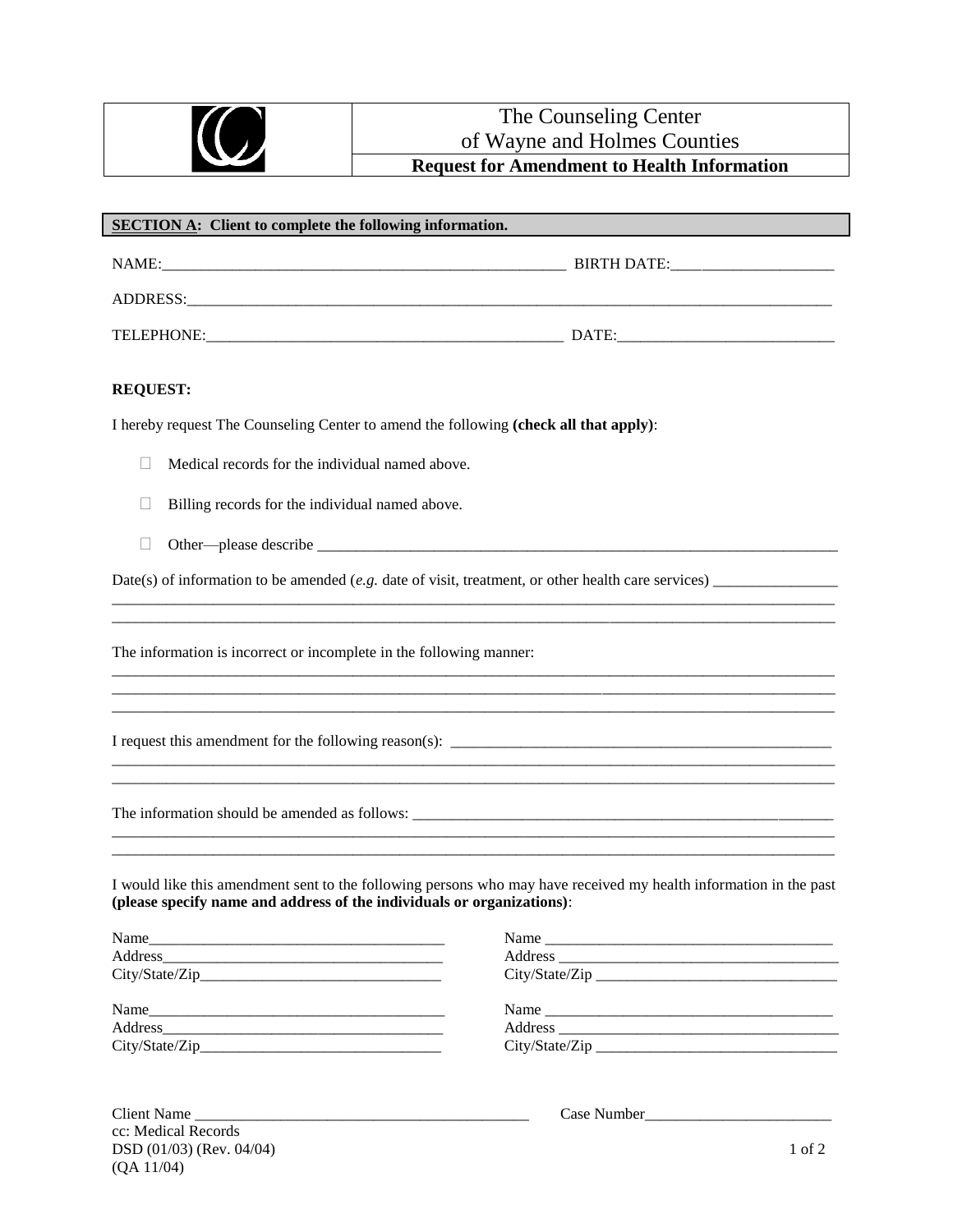# The Counseling Center of Wayne and Holmes Counties

## Request for Amendment to Health Information

**SECTION A: Client to complete the following information.**

NAME:_______________________________________________________ BIRTH DATE:_____________________

ADDRESS:________________________________________________________________________________

TELEPHONE:______________________________________________ DATE:____________________________

**REQUEST:**

I hereby request The Counseling Center to amend the following **(check all that apply)**:

- ☐ Medical records for the individual named above.
- ☐ Billing records for the individual named above.
- ☐ Other—please describe ______________________________________________________________

Date(s) of information to be amended (*e.g.* date of visit, treatment, or other health care services) ________________
____________________________________________________________________________________________
____________________________________________________________________________________________

The information is incorrect or incomplete in the following manner:
____________________________________________________________________________________________
____________________________________________________________________________________________
____________________________________________________________________________________________

I request this amendment for the following reason(s): ___________________________________________________
____________________________________________________________________________________________
____________________________________________________________________________________________

The information should be amended as follows: _________________________________________________________
____________________________________________________________________________________________
____________________________________________________________________________________________

I would like this amendment sent to the following persons who may have received my health information in the past **(please specify name and address of the individuals or organizations)**:

Name_______________________________________
Address_____________________________________
City/State/Zip_______________________________

Name _______________________________________
Address _____________________________________
City/State/Zip _______________________________

Name_______________________________________
Address_____________________________________
City/State/Zip_______________________________

Name _______________________________________
Address _____________________________________
City/State/Zip _______________________________

Client Name ___________________________________________ Case Number________________________

cc: Medical Records
DSD (01/03) (Rev. 04/04)
(QA 11/04)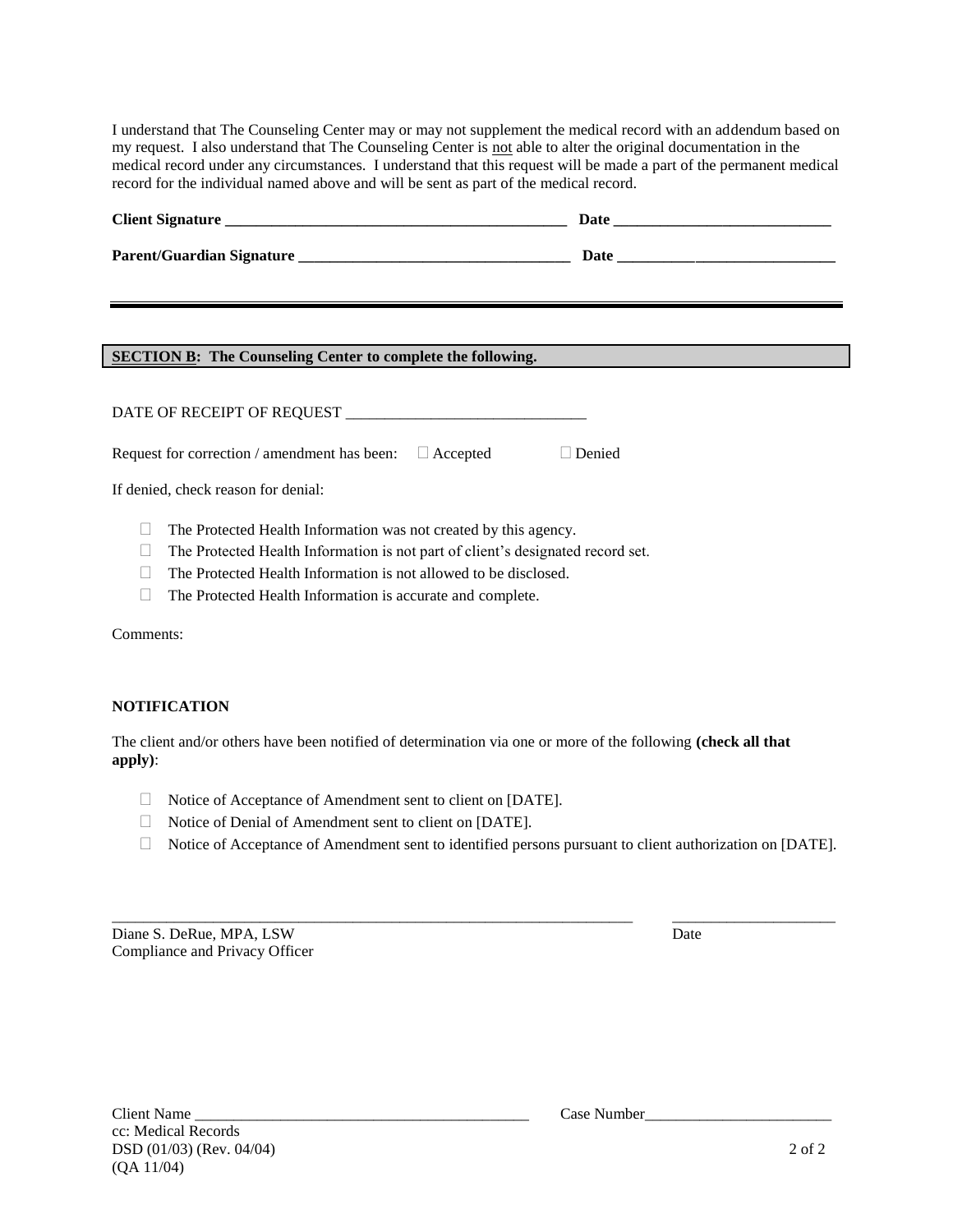I understand that The Counseling Center may or may not supplement the medical record with an addendum based on my request. I also understand that The Counseling Center is not able to alter the original documentation in the medical record under any circumstances. I understand that this request will be made a part of the permanent medical record for the individual named above and will be sent as part of the medical record.

**Client Signature \_\_\_\_\_\_\_\_\_\_\_\_\_\_\_\_\_\_\_\_\_\_\_\_\_\_\_\_\_\_\_\_\_\_\_\_\_\_\_\_\_\_\_\_ Date \_\_\_\_\_\_\_\_\_\_\_\_\_\_\_\_\_\_\_\_\_\_\_\_\_\_\_\_**

**Parent/Guardian Signature \_\_\_\_\_\_\_\_\_\_\_\_\_\_\_\_\_\_\_\_\_\_\_\_\_\_\_\_\_\_\_\_\_\_\_\_ Date \_\_\_\_\_\_\_\_\_\_\_\_\_\_\_\_\_\_\_\_\_\_\_\_\_\_\_\_\_**

---

**SECTION B: The Counseling Center to complete the following.**

DATE OF RECEIPT OF REQUEST \_\_\_\_\_\_\_\_\_\_\_\_\_\_\_\_\_\_\_\_\_\_\_\_\_\_\_\_\_\_\_\_

Request for correction / amendment has been: ☐ Accepted ☐ Denied

If denied, check reason for denial:

- ☐ The Protected Health Information was not created by this agency.
- ☐ The Protected Health Information is not part of client's designated record set.
- ☐ The Protected Health Information is not allowed to be disclosed.
- ☐ The Protected Health Information is accurate and complete.

Comments:

**NOTIFICATION**

The client and/or others have been notified of determination via one or more of the following **(check all that apply)**:

- ☐ Notice of Acceptance of Amendment sent to client on [DATE].
- ☐ Notice of Denial of Amendment sent to client on [DATE].
- ☐ Notice of Acceptance of Amendment sent to identified persons pursuant to client authorization on [DATE].

\_\_\_\_\_\_\_\_\_\_\_\_\_\_\_\_\_\_\_\_\_\_\_\_\_\_\_\_\_\_\_\_\_\_\_\_\_\_\_\_\_\_\_\_\_\_\_\_\_\_\_\_\_\_\_\_\_\_\_\_\_\_\_\_\_\_\_\_ \_\_\_\_\_\_\_\_\_\_\_\_\_\_\_\_\_\_\_\_\_\_
Diane S. DeRue, MPA, LSW Date
Compliance and Privacy Officer

Client Name \_\_\_\_\_\_\_\_\_\_\_\_\_\_\_\_\_\_\_\_\_\_\_\_\_\_\_\_\_\_\_\_\_\_\_\_\_\_\_\_\_\_\_\_ Case Number\_\_\_\_\_\_\_\_\_\_\_\_\_\_\_\_\_\_\_\_\_\_\_\_
cc: Medical Records
DSD (01/03) (Rev. 04/04)
(QA 11/04)